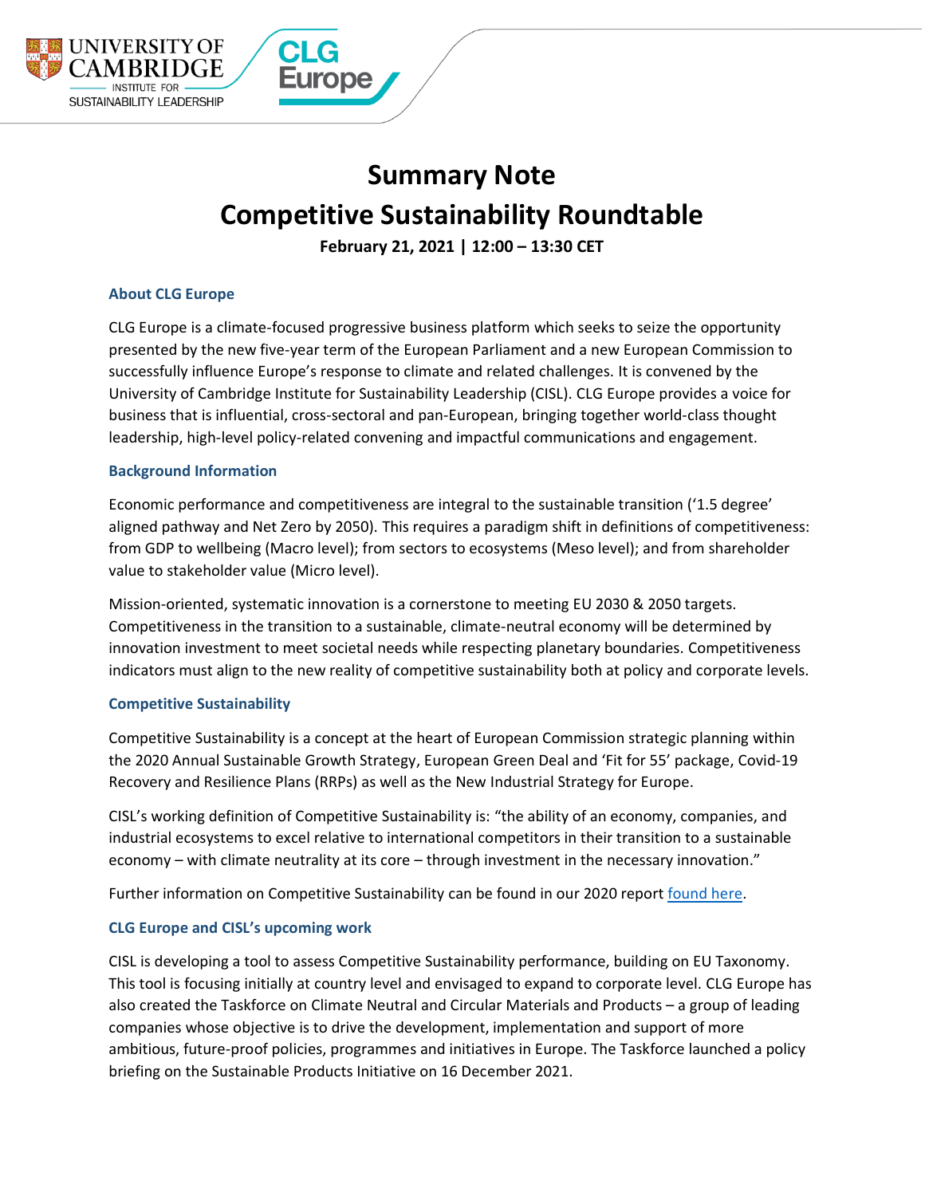# Summary Note
# Competitive Sustainability Roundtable

**February 21, 2021 | 12:00 – 13:30 CET**

### About CLG Europe

CLG Europe is a climate-focused progressive business platform which seeks to seize the opportunity presented by the new five-year term of the European Parliament and a new European Commission to successfully influence Europe's response to climate and related challenges. It is convened by the University of Cambridge Institute for Sustainability Leadership (CISL). CLG Europe provides a voice for business that is influential, cross-sectoral and pan-European, bringing together world-class thought leadership, high-level policy-related convening and impactful communications and engagement.

### Background Information

Economic performance and competitiveness are integral to the sustainable transition ('1.5 degree' aligned pathway and Net Zero by 2050). This requires a paradigm shift in definitions of competitiveness: from GDP to wellbeing (Macro level); from sectors to ecosystems (Meso level); and from shareholder value to stakeholder value (Micro level).

Mission-oriented, systematic innovation is a cornerstone to meeting EU 2030 & 2050 targets. Competitiveness in the transition to a sustainable, climate-neutral economy will be determined by innovation investment to meet societal needs while respecting planetary boundaries. Competitiveness indicators must align to the new reality of competitive sustainability both at policy and corporate levels.

### Competitive Sustainability

Competitive Sustainability is a concept at the heart of European Commission strategic planning within the 2020 Annual Sustainable Growth Strategy, European Green Deal and 'Fit for 55' package, Covid-19 Recovery and Resilience Plans (RRPs) as well as the New Industrial Strategy for Europe.

CISL's working definition of Competitive Sustainability is: "the ability of an economy, companies, and industrial ecosystems to excel relative to international competitors in their transition to a sustainable economy – with climate neutrality at its core – through investment in the necessary innovation."

Further information on Competitive Sustainability can be found in our 2020 report found here.

### CLG Europe and CISL's upcoming work

CISL is developing a tool to assess Competitive Sustainability performance, building on EU Taxonomy. This tool is focusing initially at country level and envisaged to expand to corporate level. CLG Europe has also created the Taskforce on Climate Neutral and Circular Materials and Products – a group of leading companies whose objective is to drive the development, implementation and support of more ambitious, future-proof policies, programmes and initiatives in Europe. The Taskforce launched a policy briefing on the Sustainable Products Initiative on 16 December 2021.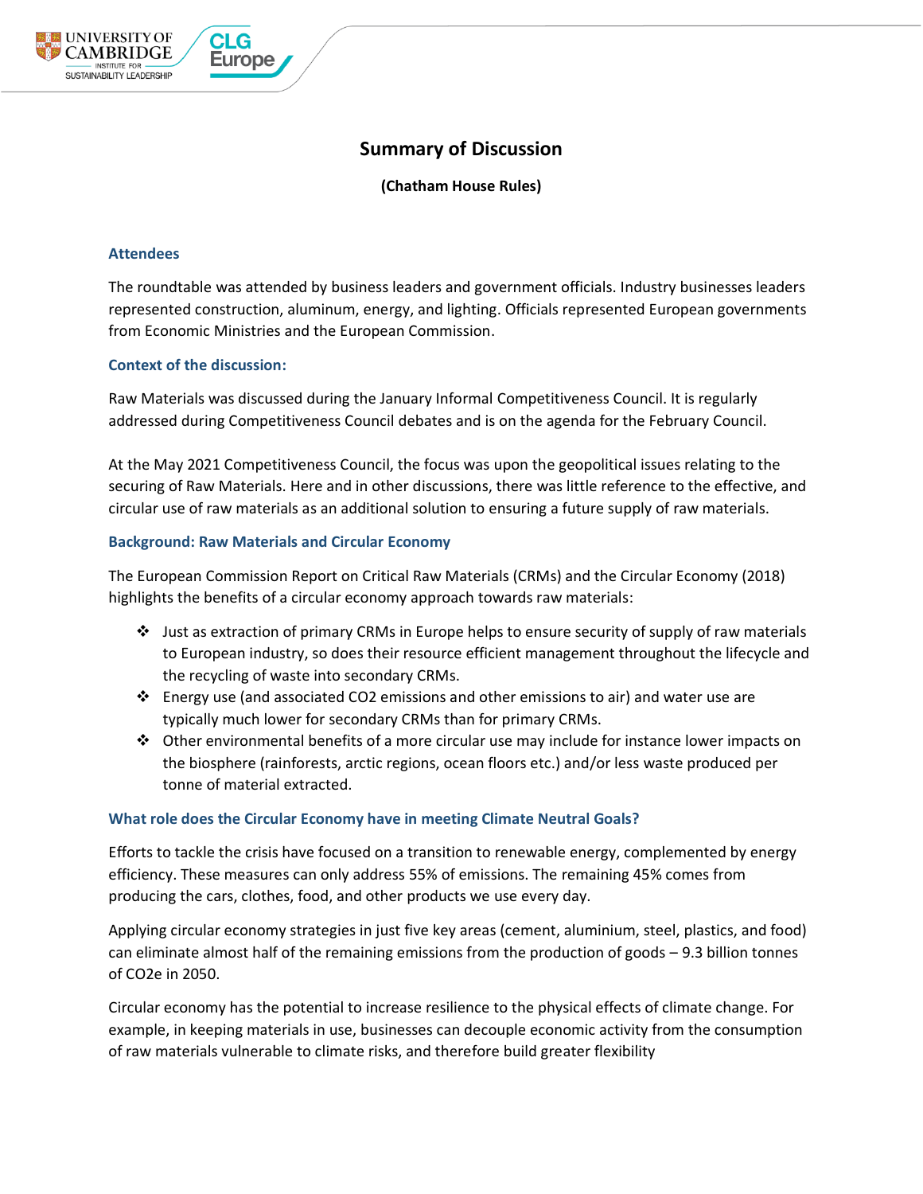# Summary of Discussion

**(Chatham House Rules)**

### Attendees

The roundtable was attended by business leaders and government officials. Industry businesses leaders represented construction, aluminum, energy, and lighting. Officials represented European governments from Economic Ministries and the European Commission.

### Context of the discussion:

Raw Materials was discussed during the January Informal Competitiveness Council. It is regularly addressed during Competitiveness Council debates and is on the agenda for the February Council.

At the May 2021 Competitiveness Council, the focus was upon the geopolitical issues relating to the securing of Raw Materials. Here and in other discussions, there was little reference to the effective, and circular use of raw materials as an additional solution to ensuring a future supply of raw materials.

### Background: Raw Materials and Circular Economy

The European Commission Report on Critical Raw Materials (CRMs) and the Circular Economy (2018) highlights the benefits of a circular economy approach towards raw materials:

- Just as extraction of primary CRMs in Europe helps to ensure security of supply of raw materials to European industry, so does their resource efficient management throughout the lifecycle and the recycling of waste into secondary CRMs.
- Energy use (and associated $CO_2$ emissions and other emissions to air) and water use are typically much lower for secondary CRMs than for primary CRMs.
- Other environmental benefits of a more circular use may include for instance lower impacts on the biosphere (rainforests, arctic regions, ocean floors etc.) and/or less waste produced per tonne of material extracted.

### What role does the Circular Economy have in meeting Climate Neutral Goals?

Efforts to tackle the crisis have focused on a transition to renewable energy, complemented by energy efficiency. These measures can only address 55% of emissions. The remaining 45% comes from producing the cars, clothes, food, and other products we use every day.

Applying circular economy strategies in just five key areas (cement, aluminium, steel, plastics, and food) can eliminate almost half of the remaining emissions from the production of goods – 9.3 billion tonnes of $CO_2e$ in 2050.

Circular economy has the potential to increase resilience to the physical effects of climate change. For example, in keeping materials in use, businesses can decouple economic activity from the consumption of raw materials vulnerable to climate risks, and therefore build greater flexibility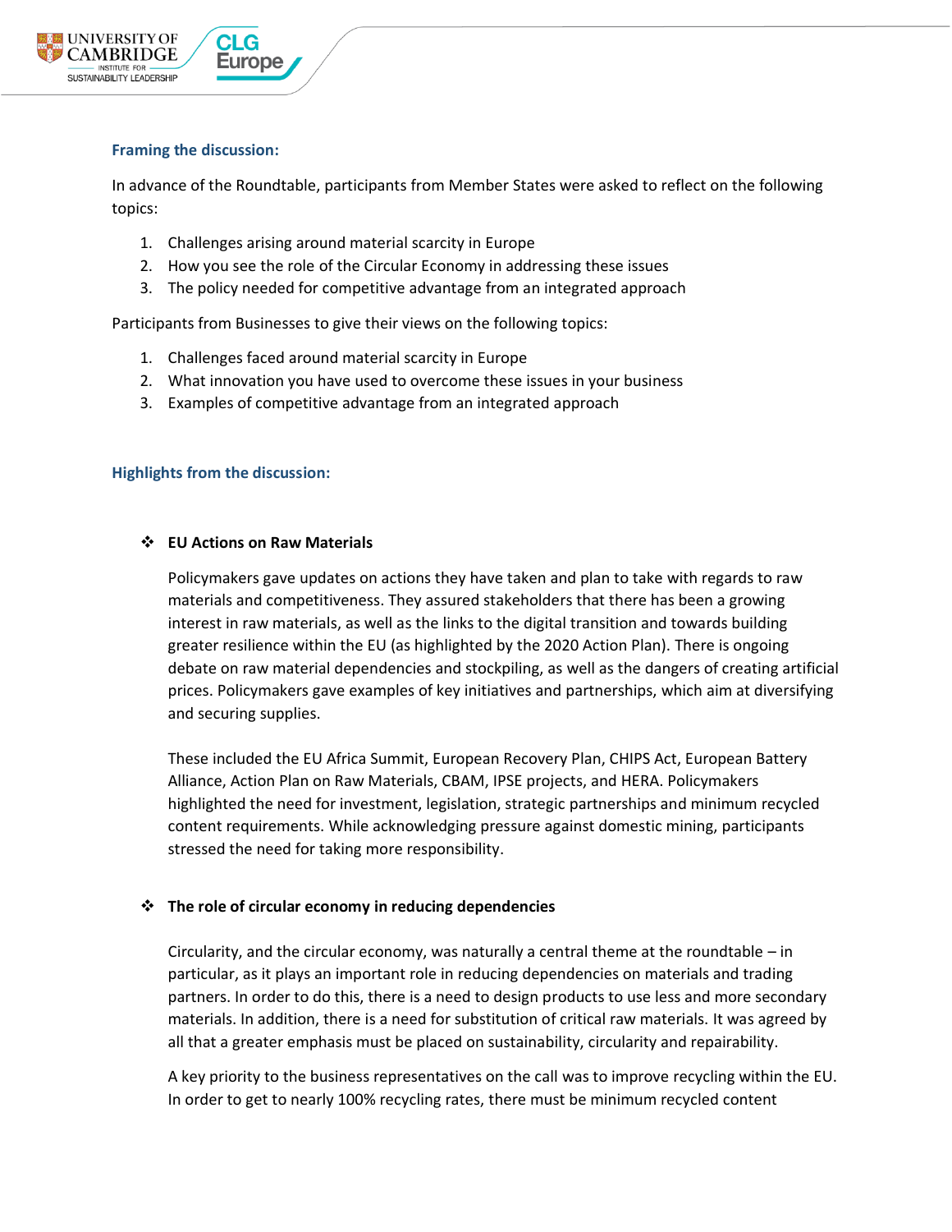### Framing the discussion:

In advance of the Roundtable, participants from Member States were asked to reflect on the following topics:

1. Challenges arising around material scarcity in Europe
2. How you see the role of the Circular Economy in addressing these issues
3. The policy needed for competitive advantage from an integrated approach

Participants from Businesses to give their views on the following topics:

1. Challenges faced around material scarcity in Europe
2. What innovation you have used to overcome these issues in your business
3. Examples of competitive advantage from an integrated approach

### Highlights from the discussion:

- **EU Actions on Raw Materials**

  Policymakers gave updates on actions they have taken and plan to take with regards to raw materials and competitiveness. They assured stakeholders that there has been a growing interest in raw materials, as well as the links to the digital transition and towards building greater resilience within the EU (as highlighted by the 2020 Action Plan). There is ongoing debate on raw material dependencies and stockpiling, as well as the dangers of creating artificial prices. Policymakers gave examples of key initiatives and partnerships, which aim at diversifying and securing supplies.

  These included the EU Africa Summit, European Recovery Plan, CHIPS Act, European Battery Alliance, Action Plan on Raw Materials, CBAM, IPSE projects, and HERA. Policymakers highlighted the need for investment, legislation, strategic partnerships and minimum recycled content requirements. While acknowledging pressure against domestic mining, participants stressed the need for taking more responsibility.

- **The role of circular economy in reducing dependencies**

  Circularity, and the circular economy, was naturally a central theme at the roundtable – in particular, as it plays an important role in reducing dependencies on materials and trading partners. In order to do this, there is a need to design products to use less and more secondary materials. In addition, there is a need for substitution of critical raw materials. It was agreed by all that a greater emphasis must be placed on sustainability, circularity and repairability.

  A key priority to the business representatives on the call was to improve recycling within the EU. In order to get to nearly 100% recycling rates, there must be minimum recycled content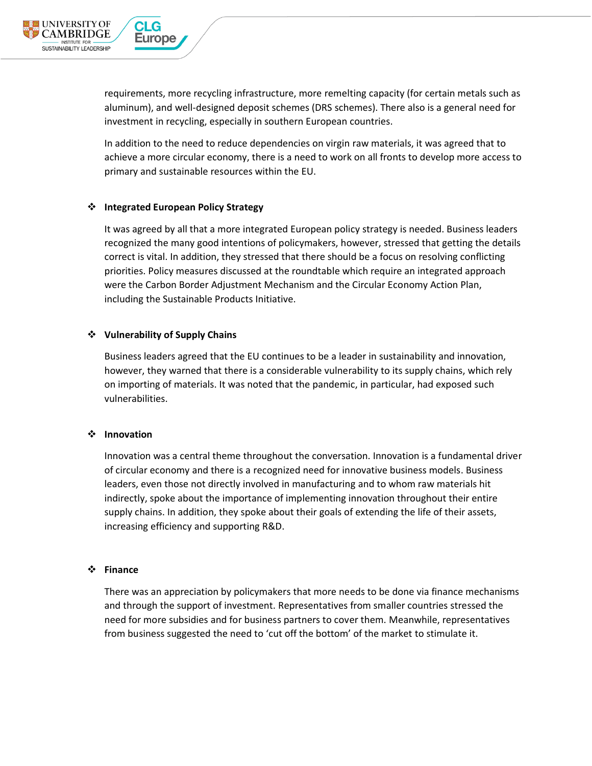requirements, more recycling infrastructure, more remelting capacity (for certain metals such as aluminum), and well-designed deposit schemes (DRS schemes). There also is a general need for investment in recycling, especially in southern European countries.

In addition to the need to reduce dependencies on virgin raw materials, it was agreed that to achieve a more circular economy, there is a need to work on all fronts to develop more access to primary and sustainable resources within the EU.

- **Integrated European Policy Strategy**

  It was agreed by all that a more integrated European policy strategy is needed. Business leaders recognized the many good intentions of policymakers, however, stressed that getting the details correct is vital. In addition, they stressed that there should be a focus on resolving conflicting priorities. Policy measures discussed at the roundtable which require an integrated approach were the Carbon Border Adjustment Mechanism and the Circular Economy Action Plan, including the Sustainable Products Initiative.

- **Vulnerability of Supply Chains**

  Business leaders agreed that the EU continues to be a leader in sustainability and innovation, however, they warned that there is a considerable vulnerability to its supply chains, which rely on importing of materials. It was noted that the pandemic, in particular, had exposed such vulnerabilities.

- **Innovation**

  Innovation was a central theme throughout the conversation. Innovation is a fundamental driver of circular economy and there is a recognized need for innovative business models. Business leaders, even those not directly involved in manufacturing and to whom raw materials hit indirectly, spoke about the importance of implementing innovation throughout their entire supply chains. In addition, they spoke about their goals of extending the life of their assets, increasing efficiency and supporting R&D.

- **Finance**

  There was an appreciation by policymakers that more needs to be done via finance mechanisms and through the support of investment. Representatives from smaller countries stressed the need for more subsidies and for business partners to cover them. Meanwhile, representatives from business suggested the need to 'cut off the bottom' of the market to stimulate it.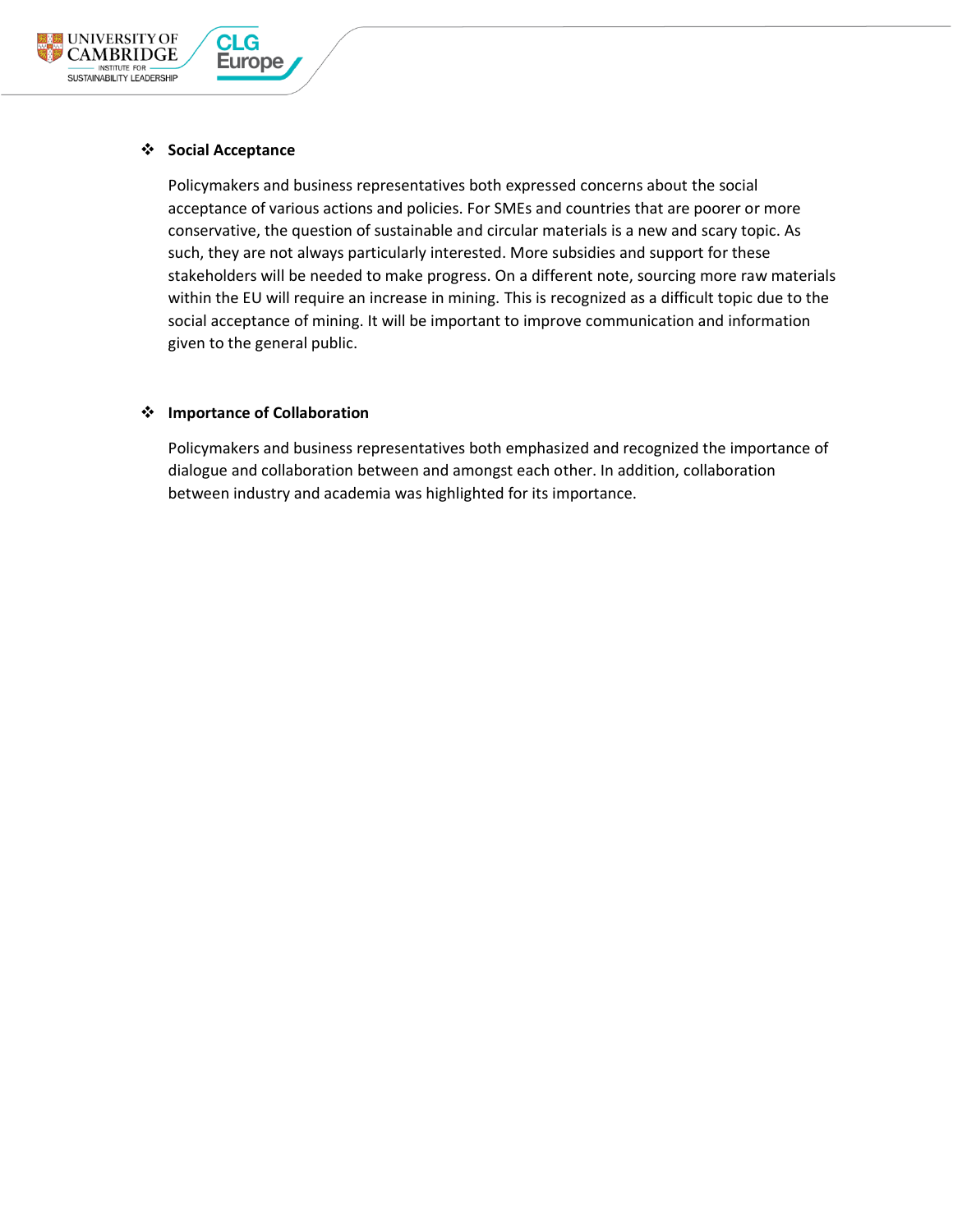- **Social Acceptance**

  Policymakers and business representatives both expressed concerns about the social acceptance of various actions and policies. For SMEs and countries that are poorer or more conservative, the question of sustainable and circular materials is a new and scary topic. As such, they are not always particularly interested. More subsidies and support for these stakeholders will be needed to make progress. On a different note, sourcing more raw materials within the EU will require an increase in mining. This is recognized as a difficult topic due to the social acceptance of mining. It will be important to improve communication and information given to the general public.

- **Importance of Collaboration**

  Policymakers and business representatives both emphasized and recognized the importance of dialogue and collaboration between and amongst each other. In addition, collaboration between industry and academia was highlighted for its importance.